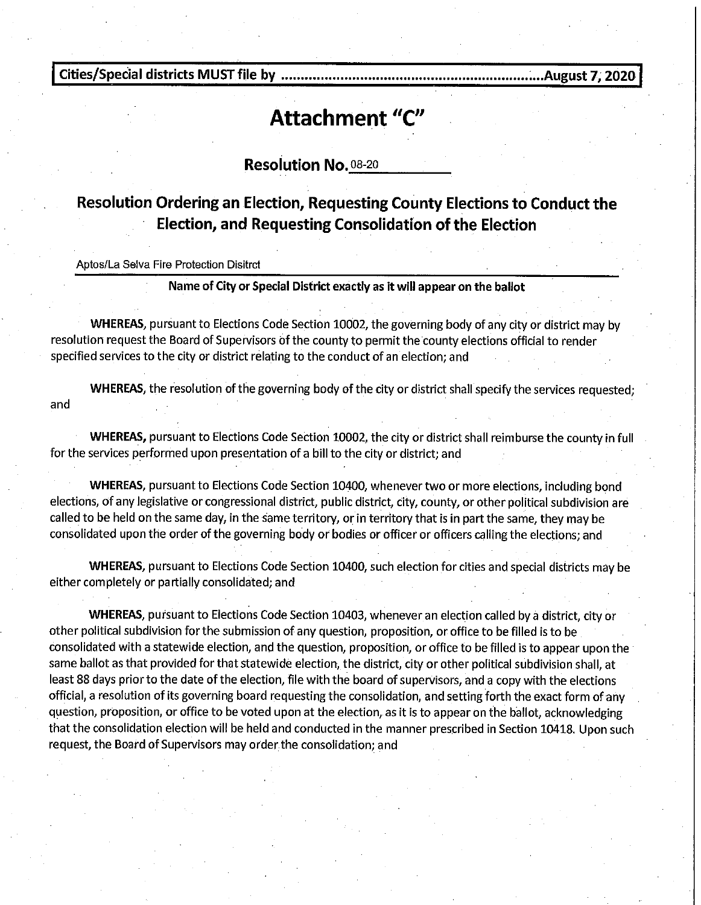**Cities/Special districts MUST file by ................................................................August 7, 2020**

# Attachment "C"

## Resolution No. 08-20

## Resolution Ordering an Election, Requesting County Elections to Conduct the Election, and Requesting Consolidation of the Election

Aptos/La Selva Fire Protection Disitrct

**Name of City or Special District exactly as it will appear on the ballot**

**WHEREAS**, pursuant to Elections Code Section 10002, the governing body of any city or district may by resolution request the Board of Supervisors of the county to permit the county elections official to render specified services to the city or district relating to the conduct of an election; and

**WHEREAS**, the resolution of the governing body of the city or district shall specify the services requested; and

**WHEREAS,** pursuant to Elections Code Section 10002, the city or district shall reimburse the county in full for the services performed upon presentation of a bill to the city or district; and

**WHEREAS**, pursuant to Elections Code Section 10400, whenever two or more elections, including bond elections, of any legislative or congressional district, public district, city, county, or other political subdivision are called to be held on the same day, in the same territory, or in territory that is in part the same, they may be consolidated upon the order of the governing body or bodies or officer or officers calling the elections; and

**WHEREAS,** pursuant to Elections Code Section 10400, such election for cities and special districts may be either completely or partially consolidated; and

**WHEREAS**, pursuant to Elections Code Section 10403, whenever an election called by a district, city or other political subdivision for the submission of any question, proposition, or office to be filled is to be consolidated with a statewide election, and the question, proposition, or office to be filled is to appear upon the same ballot as that provided for that statewide election, the district, city or other political subdivision shall, at least 88 days prior to the date of the election, file with the board of supervisors, and a copy with the elections official, a resolution of its governing board requesting the consolidation, and setting forth the exact form of any question, proposition, or office to be voted upon at the election, as it is to appear on the ballot, acknowledging that the consolidation election will be held and conducted in the manner prescribed in Section 10418. Upon such request, the Board of Supervisors may order the consolidation; and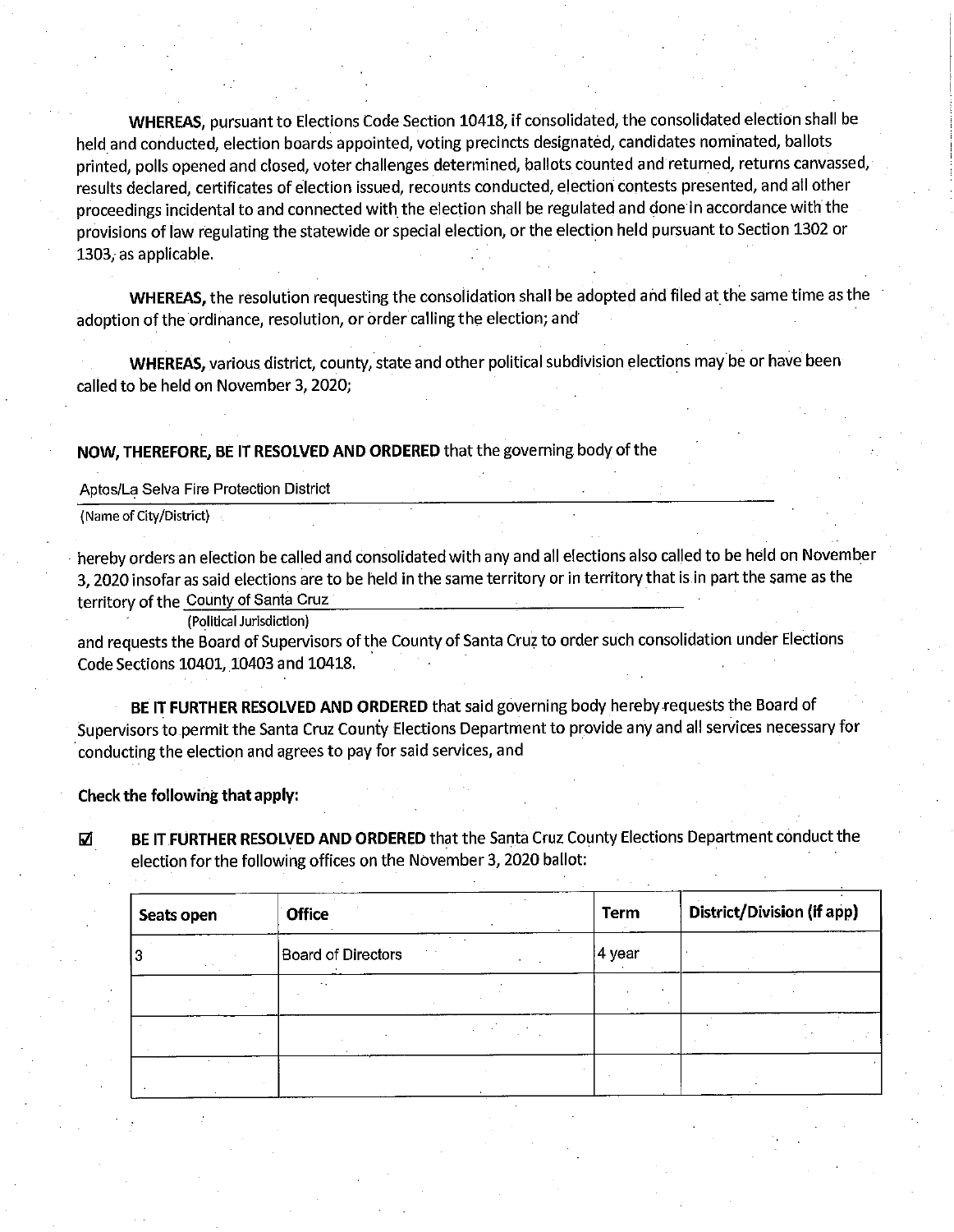**WHEREAS**, pursuant to Elections Code Section 10418, if consolidated, the consolidated election shall be held and conducted, election boards appointed, voting precincts designated, candidates nominated, ballots printed, polls opened and closed, voter challenges determined, ballots counted and returned, returns canvassed, results declared, certificates of election issued, recounts conducted, election contests presented, and all other proceedings incidental to and connected with the election shall be regulated and done in accordance with the provisions of law regulating the statewide or special election, or the election held pursuant to Section 1302 or 1303, as applicable.

**WHEREAS,** the resolution requesting the consolidation shall be adopted and filed at the same time as the adoption of the ordinance, resolution, or order calling the election; and

**WHEREAS,** various district, county, state and other political subdivision elections may be or have been called to be held on November 3, 2020;

**NOW, THEREFORE, BE IT RESOLVED AND ORDERED** that the governing body of the

Aptos/La Selva Fire Protection District
(Name of City/District)

hereby orders an election be called and consolidated with any and all elections also called to be held on November 3, 2020 insofar as said elections are to be held in the same territory or in territory that is in part the same as the territory of the County of Santa Cruz
(Political Jurisdiction)
and requests the Board of Supervisors of the County of Santa Cruz to order such consolidation under Elections Code Sections 10401, 10403 and 10418.

**BE IT FURTHER RESOLVED AND ORDERED** that said governing body hereby requests the Board of Supervisors to permit the Santa Cruz County Elections Department to provide any and all services necessary for conducting the election and agrees to pay for said services, and

**Check the following that apply:**

☑ **BE IT FURTHER RESOLVED AND ORDERED** that the Santa Cruz County Elections Department conduct the election for the following offices on the November 3, 2020 ballot:

| Seats open | Office | Term | District/Division (if app) |
|---|---|---|---|
| 3 | Board of Directors | 4 year | |
| | | | |
| | | | |
| | | | |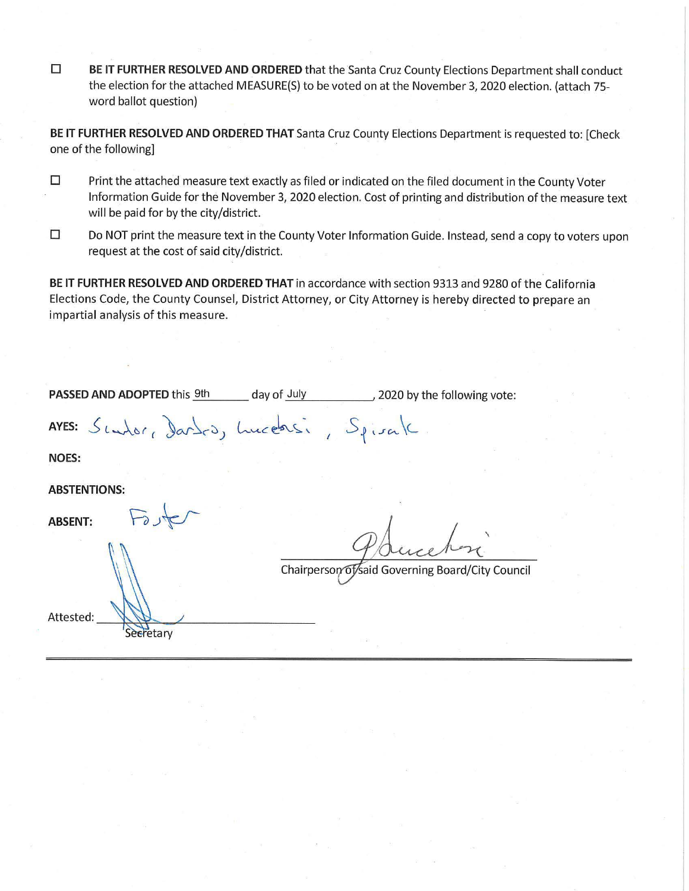☐ **BE IT FURTHER RESOLVED AND ORDERED** that the Santa Cruz County Elections Department shall conduct the election for the attached MEASURE(S) to be voted on at the November 3, 2020 election. (attach 75-word ballot question)

**BE IT FURTHER RESOLVED AND ORDERED THAT** Santa Cruz County Elections Department is requested to: [Check one of the following]

☐ Print the attached measure text exactly as filed or indicated on the filed document in the County Voter Information Guide for the November 3, 2020 election. Cost of printing and distribution of the measure text will be paid for by the city/district.

☐ Do NOT print the measure text in the County Voter Information Guide. Instead, send a copy to voters upon request at the cost of said city/district.

**BE IT FURTHER RESOLVED AND ORDERED THAT** in accordance with section 9313 and 9280 of the California Elections Code, the County Counsel, District Attorney, or City Attorney is hereby directed to prepare an impartial analysis of this measure.

**PASSED AND ADOPTED** this 9th day of July, 2020 by the following vote:

**AYES:** Sculor, Dardo, Lucchesi, Spisak

**NOES:**

**ABSTENTIONS:**

**ABSENT:** Foster

Chairperson of said Governing Board/City Council

Attested: ____________________
Secretary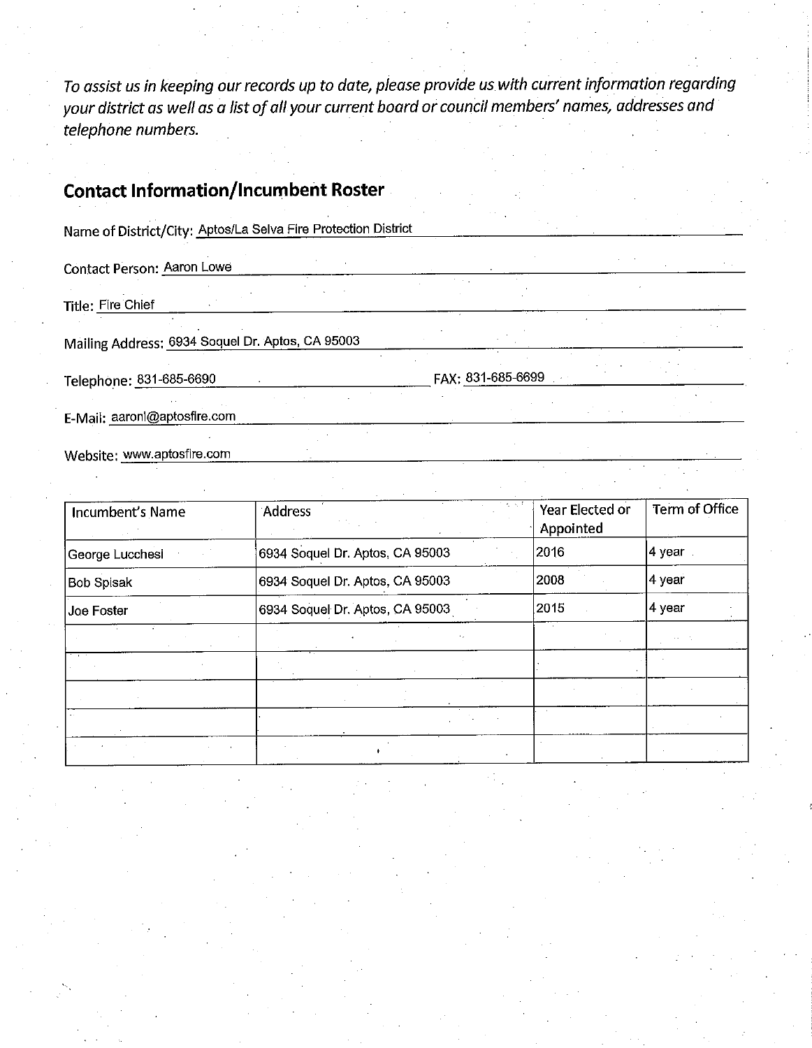*To assist us in keeping our records up to date, please provide us with current information regarding your district as well as a list of all your current board or council members' names, addresses and telephone numbers.*

## Contact Information/Incumbent Roster

Name of District/City: Aptos/La Selva Fire Protection District

Contact Person: Aaron Lowe

Title: Fire Chief

Mailing Address: 6934 Soquel Dr. Aptos, CA 95003

Telephone: 831-685-6690 FAX: 831-685-6699

E-Mail: aaronl@aptosfire.com

Website: www.aptosfire.com

| Incumbent's Name | Address | Year Elected or Appointed | Term of Office |
|---|---|---|---|
| George Lucchesi | 6934 Soquel Dr. Aptos, CA 95003 | 2016 | 4 year |
| Bob Spisak | 6934 Soquel Dr. Aptos, CA 95003 | 2008 | 4 year |
| Joe Foster | 6934 Soquel Dr. Aptos, CA 95003 | 2015 | 4 year |
| | | | |
| | | | |
| | | | |
| | | | |
| | | | |